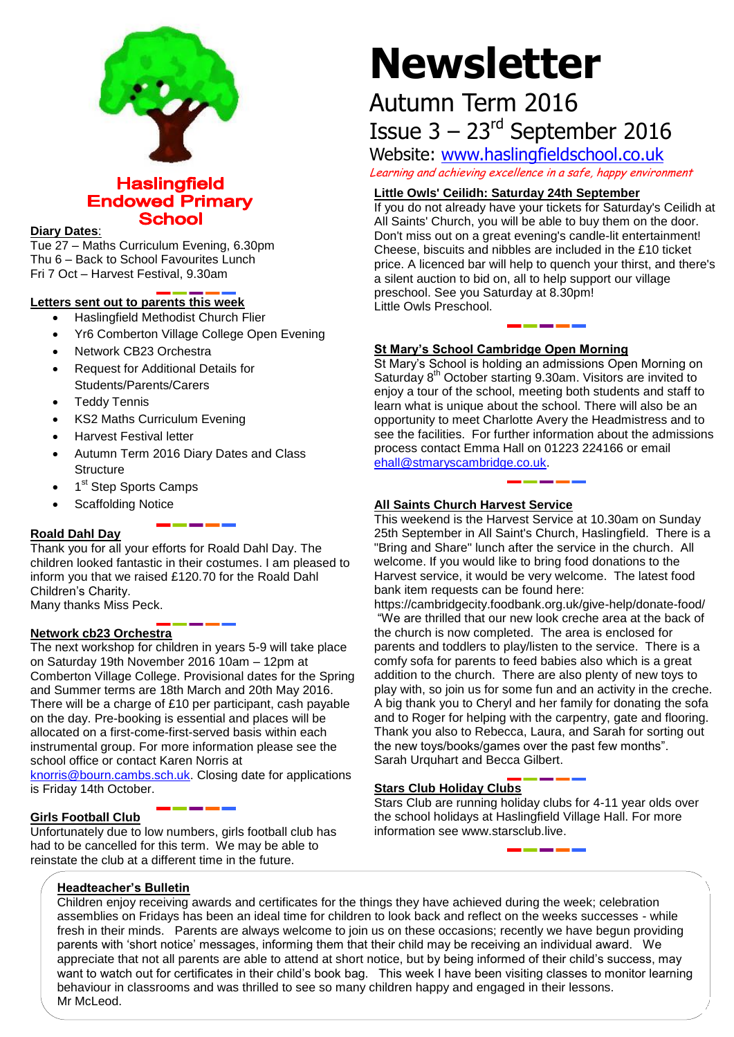# Newsletter

## Autumn Term 2016

## Issue 3 – 23rd September 2016

Website: www.haslingfieldschool.co.uk

*Learning and achieving excellence in a safe, happy environment*

**Haslingfield Endowed Primary School**

**Diary Dates**:

Tue 27 – Maths Curriculum Evening, 6.30pm
Thu 6 – Back to School Favourites Lunch
Fri 7 Oct – Harvest Festival, 9.30am

**Letters sent out to parents this week**

- Haslingfield Methodist Church Flier
- Yr6 Comberton Village College Open Evening
- Network CB23 Orchestra
- Request for Additional Details for Students/Parents/Carers
- Teddy Tennis
- KS2 Maths Curriculum Evening
- Harvest Festival letter
- Autumn Term 2016 Diary Dates and Class Structure
- 1st Step Sports Camps
- Scaffolding Notice

**Roald Dahl Day**

Thank you for all your efforts for Roald Dahl Day. The children looked fantastic in their costumes. I am pleased to inform you that we raised £120.70 for the Roald Dahl Children's Charity.
Many thanks Miss Peck.

**Network cb23 Orchestra**

The next workshop for children in years 5-9 will take place on Saturday 19th November 2016 10am – 12pm at Comberton Village College. Provisional dates for the Spring and Summer terms are 18th March and 20th May 2016. There will be a charge of £10 per participant, cash payable on the day. Pre-booking is essential and places will be allocated on a first-come-first-served basis within each instrumental group. For more information please see the school office or contact Karen Norris at knorris@bourn.cambs.sch.uk. Closing date for applications is Friday 14th October.

**Girls Football Club**

Unfortunately due to low numbers, girls football club has had to be cancelled for this term. We may be able to reinstate the club at a different time in the future.

**Little Owls' Ceilidh: Saturday 24th September**

If you do not already have your tickets for Saturday's Ceilidh at All Saints' Church, you will be able to buy them on the door. Don't miss out on a great evening's candle-lit entertainment! Cheese, biscuits and nibbles are included in the £10 ticket price. A licenced bar will help to quench your thirst, and there's a silent auction to bid on, all to help support our village preschool. See you Saturday at 8.30pm!
Little Owls Preschool.

**St Mary's School Cambridge Open Morning**

St Mary's School is holding an admissions Open Morning on Saturday 8th October starting 9.30am. Visitors are invited to enjoy a tour of the school, meeting both students and staff to learn what is unique about the school. There will also be an opportunity to meet Charlotte Avery the Headmistress and to see the facilities. For further information about the admissions process contact Emma Hall on 01223 224166 or email ehall@stmaryscambridge.co.uk.

**All Saints Church Harvest Service**

This weekend is the Harvest Service at 10.30am on Sunday 25th September in All Saint's Church, Haslingfield. There is a "Bring and Share" lunch after the service in the church. All welcome. If you would like to bring food donations to the Harvest service, it would be very welcome. The latest food bank item requests can be found here: https://cambridgecity.foodbank.org.uk/give-help/donate-food/
"We are thrilled that our new look creche area at the back of the church is now completed. The area is enclosed for parents and toddlers to play/listen to the service. There is a comfy sofa for parents to feed babies also which is a great addition to the church. There are also plenty of new toys to play with, so join us for some fun and an activity in the creche. A big thank you to Cheryl and her family for donating the sofa and to Roger for helping with the carpentry, gate and flooring. Thank you also to Rebecca, Laura, and Sarah for sorting out the new toys/books/games over the past few months".
Sarah Urquhart and Becca Gilbert.

**Stars Club Holiday Clubs**

Stars Club are running holiday clubs for 4-11 year olds over the school holidays at Haslingfield Village Hall. For more information see www.starsclub.live.

**Headteacher's Bulletin**

Children enjoy receiving awards and certificates for the things they have achieved during the week; celebration assemblies on Fridays has been an ideal time for children to look back and reflect on the weeks successes - while fresh in their minds. Parents are always welcome to join us on these occasions; recently we have begun providing parents with 'short notice' messages, informing them that their child may be receiving an individual award. We appreciate that not all parents are able to attend at short notice, but by being informed of their child's success, may want to watch out for certificates in their child's book bag. This week I have been visiting classes to monitor learning behaviour in classrooms and was thrilled to see so many children happy and engaged in their lessons.
Mr McLeod.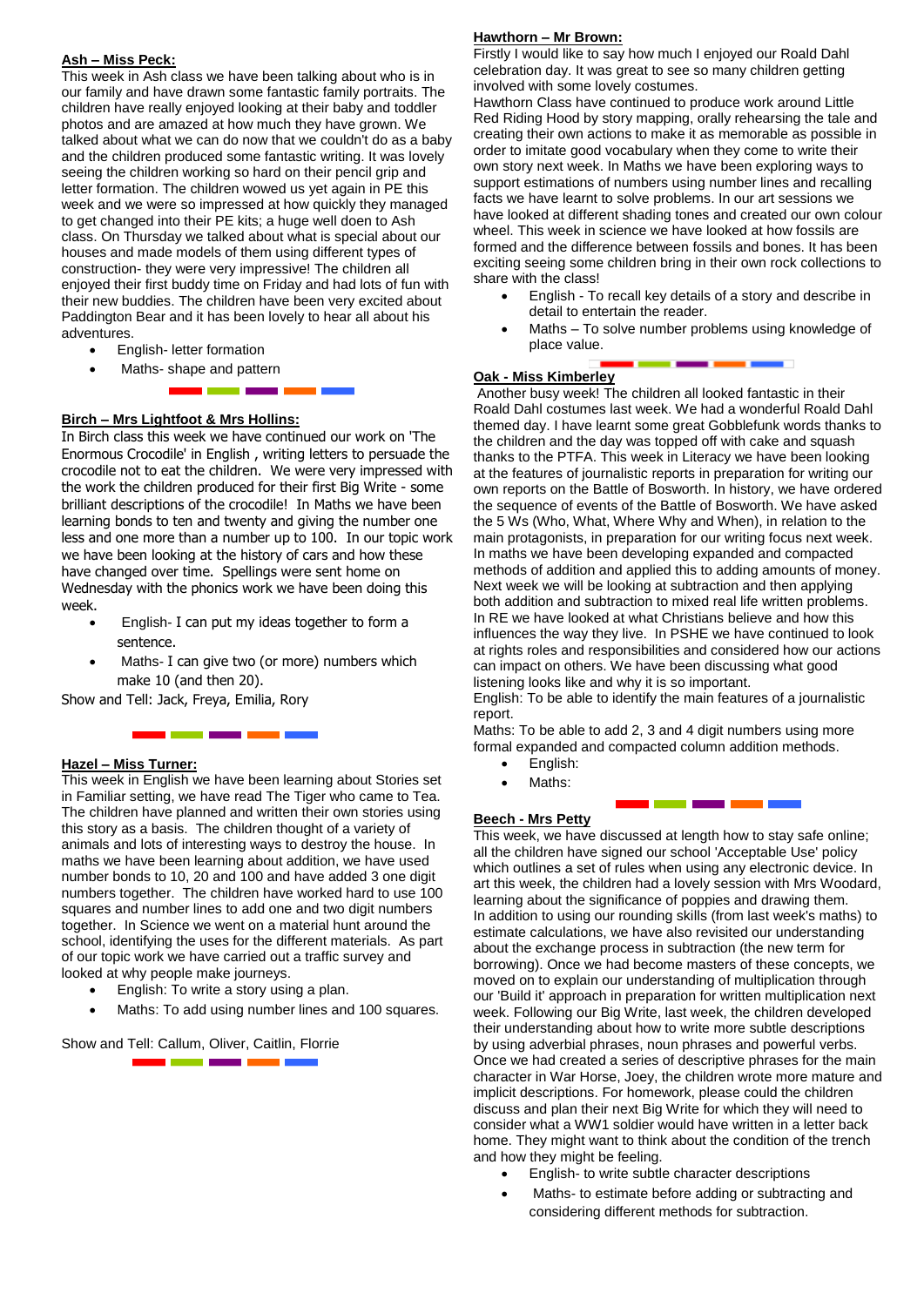### Ash – Miss Peck:

This week in Ash class we have been talking about who is in our family and have drawn some fantastic family portraits. The children have really enjoyed looking at their baby and toddler photos and are amazed at how much they have grown. We talked about what we can do now that we couldn't do as a baby and the children produced some fantastic writing. It was lovely seeing the children working so hard on their pencil grip and letter formation. The children wowed us yet again in PE this week and we were so impressed at how quickly they managed to get changed into their PE kits; a huge well doen to Ash class. On Thursday we talked about what is special about our houses and made models of them using different types of construction- they were very impressive! The children all enjoyed their first buddy time on Friday and had lots of fun with their new buddies. The children have been very excited about Paddington Bear and it has been lovely to hear all about his adventures.

- English- letter formation
- Maths- shape and pattern

### Birch – Mrs Lightfoot & Mrs Hollins:

In Birch class this week we have continued our work on 'The Enormous Crocodile' in English , writing letters to persuade the crocodile not to eat the children. We were very impressed with the work the children produced for their first Big Write - some brilliant descriptions of the crocodile! In Maths we have been learning bonds to ten and twenty and giving the number one less and one more than a number up to 100. In our topic work we have been looking at the history of cars and how these have changed over time. Spellings were sent home on Wednesday with the phonics work we have been doing this week.

- English- I can put my ideas together to form a sentence.
- Maths- I can give two (or more) numbers which make 10 (and then 20).

Show and Tell: Jack, Freya, Emilia, Rory

### Hazel – Miss Turner:

This week in English we have been learning about Stories set in Familiar setting, we have read The Tiger who came to Tea. The children have planned and written their own stories using this story as a basis. The children thought of a variety of animals and lots of interesting ways to destroy the house. In maths we have been learning about addition, we have used number bonds to 10, 20 and 100 and have added 3 one digit numbers together. The children have worked hard to use 100 squares and number lines to add one and two digit numbers together. In Science we went on a material hunt around the school, identifying the uses for the different materials. As part of our topic work we have carried out a traffic survey and looked at why people make journeys.

- English: To write a story using a plan.
- Maths: To add using number lines and 100 squares.

Show and Tell: Callum, Oliver, Caitlin, Florrie

### Hawthorn – Mr Brown:

Firstly I would like to say how much I enjoyed our Roald Dahl celebration day. It was great to see so many children getting involved with some lovely costumes.

Hawthorn Class have continued to produce work around Little Red Riding Hood by story mapping, orally rehearsing the tale and creating their own actions to make it as memorable as possible in order to imitate good vocabulary when they come to write their own story next week. In Maths we have been exploring ways to support estimations of numbers using number lines and recalling facts we have learnt to solve problems. In our art sessions we have looked at different shading tones and created our own colour wheel. This week in science we have looked at how fossils are formed and the difference between fossils and bones. It has been exciting seeing some children bring in their own rock collections to share with the class!

- English - To recall key details of a story and describe in detail to entertain the reader.
- Maths – To solve number problems using knowledge of place value.

### Oak - Miss Kimberley

Another busy week! The children all looked fantastic in their Roald Dahl costumes last week. We had a wonderful Roald Dahl themed day. I have learnt some great Gobblefunk words thanks to the children and the day was topped off with cake and squash thanks to the PTFA. This week in Literacy we have been looking at the features of journalistic reports in preparation for writing our own reports on the Battle of Bosworth. In History, we have ordered the sequence of events of the Battle of Bosworth. We have asked the 5 Ws (Who, What, Where Why and When), in relation to the main protagonists, in preparation for our writing focus next week. In maths we have been developing expanded and compacted methods of addition and applied this to adding amounts of money. Next week we will be looking at subtraction and then applying both addition and subtraction to mixed real life written problems. In RE we have looked at what Christians believe and how this influences the way they live. In PSHE we have continued to look at rights roles and responsibilities and considered how our actions can impact on others. We have been discussing what good listening looks like and why it is so important.

English: To be able to identify the main features of a journalistic report.

Maths: To be able to add 2, 3 and 4 digit numbers using more formal expanded and compacted column addition methods.

- English:
- Maths:

### Beech - Mrs Petty

This week, we have discussed at length how to stay safe online; all the children have signed our school 'Acceptable Use' policy which outlines a set of rules when using any electronic device. In art this week, the children had a lovely session with Mrs Woodard, learning about the significance of poppies and drawing them.

In addition to using our rounding skills (from last week's maths) to estimate calculations, we have also revisited our understanding about the exchange process in subtraction (the new term for borrowing). Once we had become masters of these concepts, we moved on to explain our understanding of multiplication through our 'Build it' approach in preparation for written multiplication next week. Following our Big Write, last week, the children developed their understanding about how to write more subtle descriptions by using adverbial phrases, noun phrases and powerful verbs. Once we had created a series of descriptive phrases for the main character in War Horse, Joey, the children wrote more mature and implicit descriptions. For homework, please could the children discuss and plan their next Big Write for which they will need to consider what a WW1 soldier would have written in a letter back home. They might want to think about the condition of the trench and how they might be feeling.

- English- to write subtle character descriptions
- Maths- to estimate before adding or subtracting and considering different methods for subtraction.